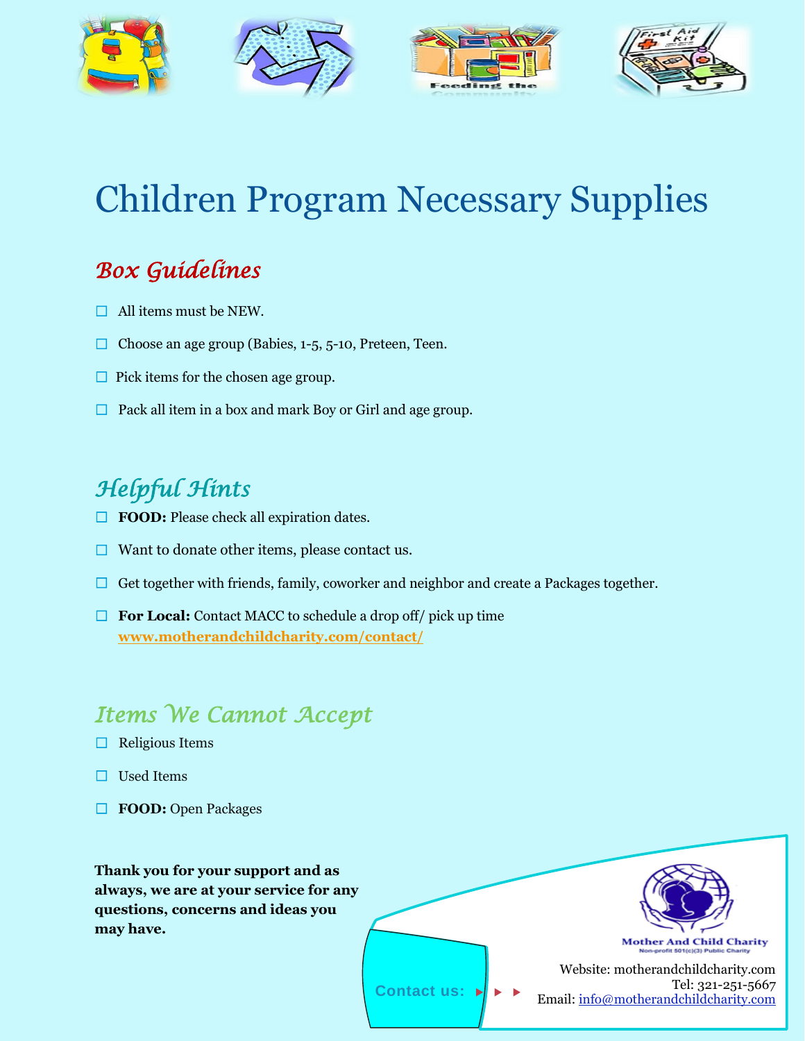# Children Program Necessary Supplies

## Box Guidelines

- ☐ All items must be NEW.
- ☐ Choose an age group (Babies, 1-5, 5-10, Preteen, Teen.
- ☐ Pick items for the chosen age group.
- ☐ Pack all item in a box and mark Boy or Girl and age group.

## Helpful Hints

- ☐ **FOOD:** Please check all expiration dates.
- ☐ Want to donate other items, please contact us.
- ☐ Get together with friends, family, coworker and neighbor and create a Packages together.
- ☐ **For Local:** Contact MACC to schedule a drop off/ pick up time **www.motherandchildcharity.com/contact/**

## Items We Cannot Accept

- ☐ Religious Items
- ☐ Used Items
- ☐ **FOOD:** Open Packages

**Thank you for your support and as always, we are at your service for any questions, concerns and ideas you may have.**

Mother And Child Charity
Non-profit 501(c)(3) Public Charity

Contact us:

Website: motherandchildcharity.com
Tel: 321-251-5667
Email: info@motherandchildcharity.com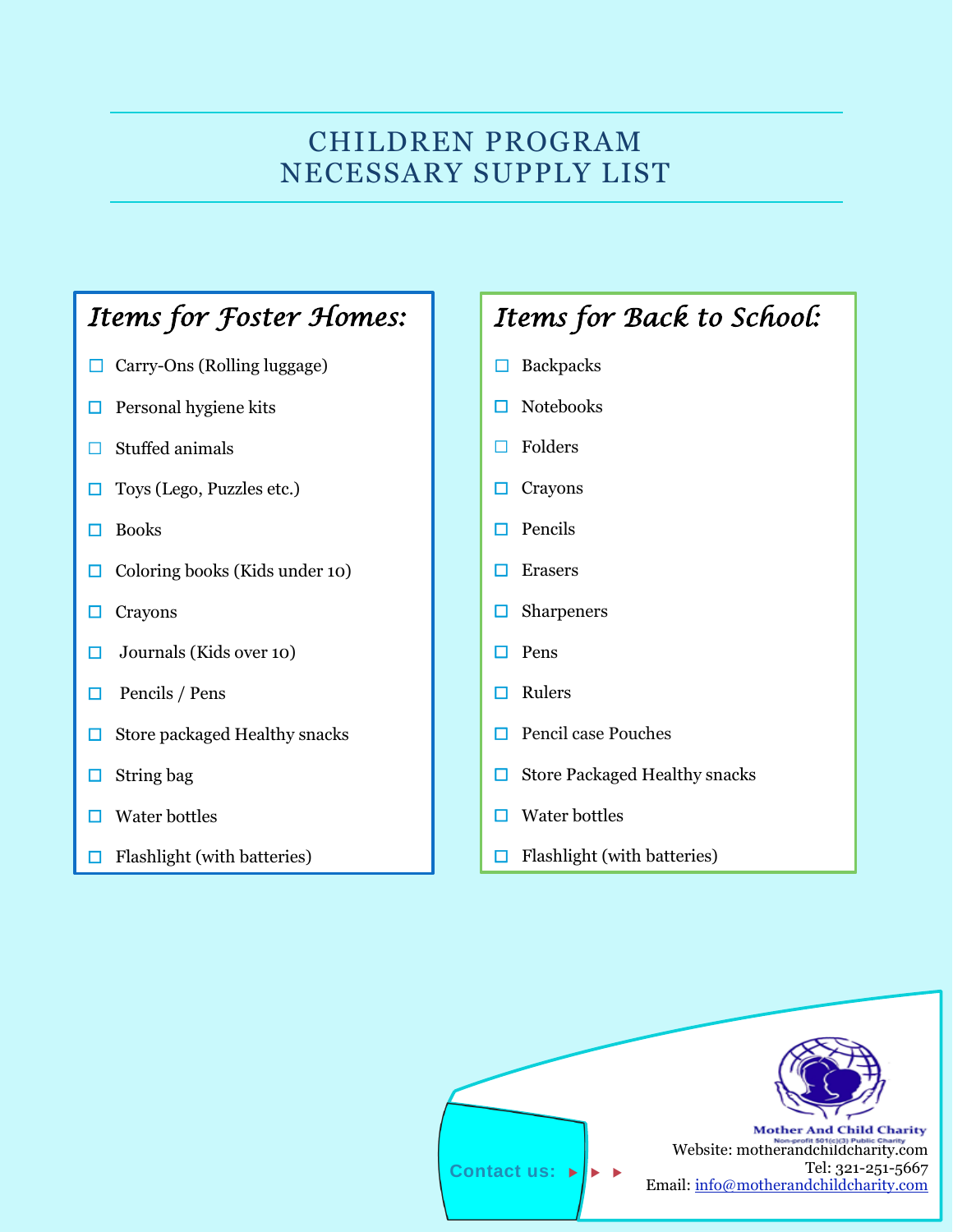# CHILDREN PROGRAM
# NECESSARY SUPPLY LIST

## *Items for Foster Homes:*

- ☐ Carry-Ons (Rolling luggage)
- ☐ Personal hygiene kits
- ☐ Stuffed animals
- ☐ Toys (Lego, Puzzles etc.)
- ☐ Books
- ☐ Coloring books (Kids under 10)
- ☐ Crayons
- ☐ Journals (Kids over 10)
- ☐ Pencils / Pens
- ☐ Store packaged Healthy snacks
- ☐ String bag
- ☐ Water bottles
- ☐ Flashlight (with batteries)

## *Items for Back to School:*

- ☐ Backpacks
- ☐ Notebooks
- ☐ Folders
- ☐ Crayons
- ☐ Pencils
- ☐ Erasers
- ☐ Sharpeners
- ☐ Pens
- ☐ Rulers
- ☐ Pencil case Pouches
- ☐ Store Packaged Healthy snacks
- ☐ Water bottles
- ☐ Flashlight (with batteries)

**Contact us:**

Mother And Child Charity
Non-profit 501(c)(3) Public Charity

Website: motherandchildcharity.com
Tel: 321-251-5667
Email: info@motherandchildcharity.com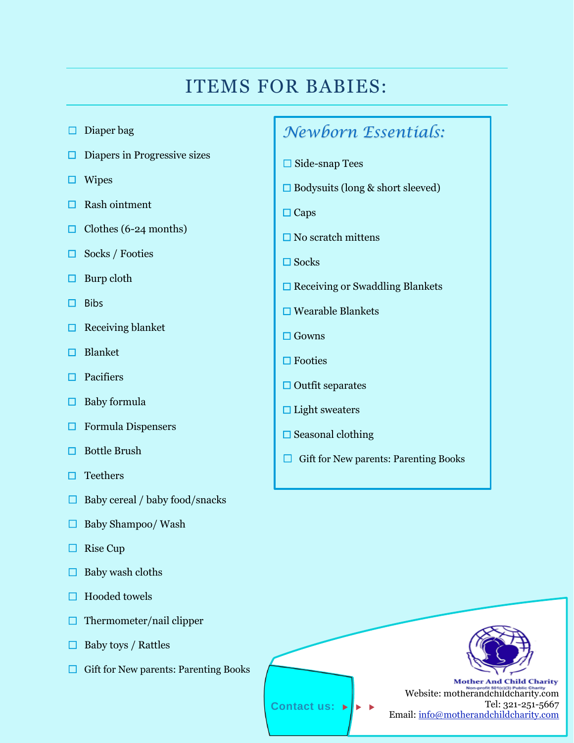# ITEMS FOR BABIES:

- ☐ Diaper bag
- ☐ Diapers in Progressive sizes
- ☐ Wipes
- ☐ Rash ointment
- ☐ Clothes (6-24 months)
- ☐ Socks / Footies
- ☐ Burp cloth
- ☐ Bibs
- ☐ Receiving blanket
- ☐ Blanket
- ☐ Pacifiers
- ☐ Baby formula
- ☐ Formula Dispensers
- ☐ Bottle Brush
- ☐ Teethers
- ☐ Baby cereal / baby food/snacks
- ☐ Baby Shampoo/ Wash
- ☐ Rise Cup
- ☐ Baby wash cloths
- ☐ Hooded towels
- ☐ Thermometer/nail clipper
- ☐ Baby toys / Rattles
- ☐ Gift for New parents: Parenting Books

## *Newborn Essentials:*

- ☐ Side-snap Tees
- ☐ Bodysuits (long & short sleeved)
- ☐ Caps
- ☐ No scratch mittens
- ☐ Socks
- ☐ Receiving or Swaddling Blankets
- ☐ Wearable Blankets
- ☐ Gowns
- ☐ Footies
- ☐ Outfit separates
- ☐ Light sweaters
- ☐ Seasonal clothing
- ☐ Gift for New parents: Parenting Books

Mother And Child Charity
Non-profit 501(c)(3) Public Charity

Contact us:

Website: motherandchildcharity.com
Tel: 321-251-5667
Email: info@motherandchildcharity.com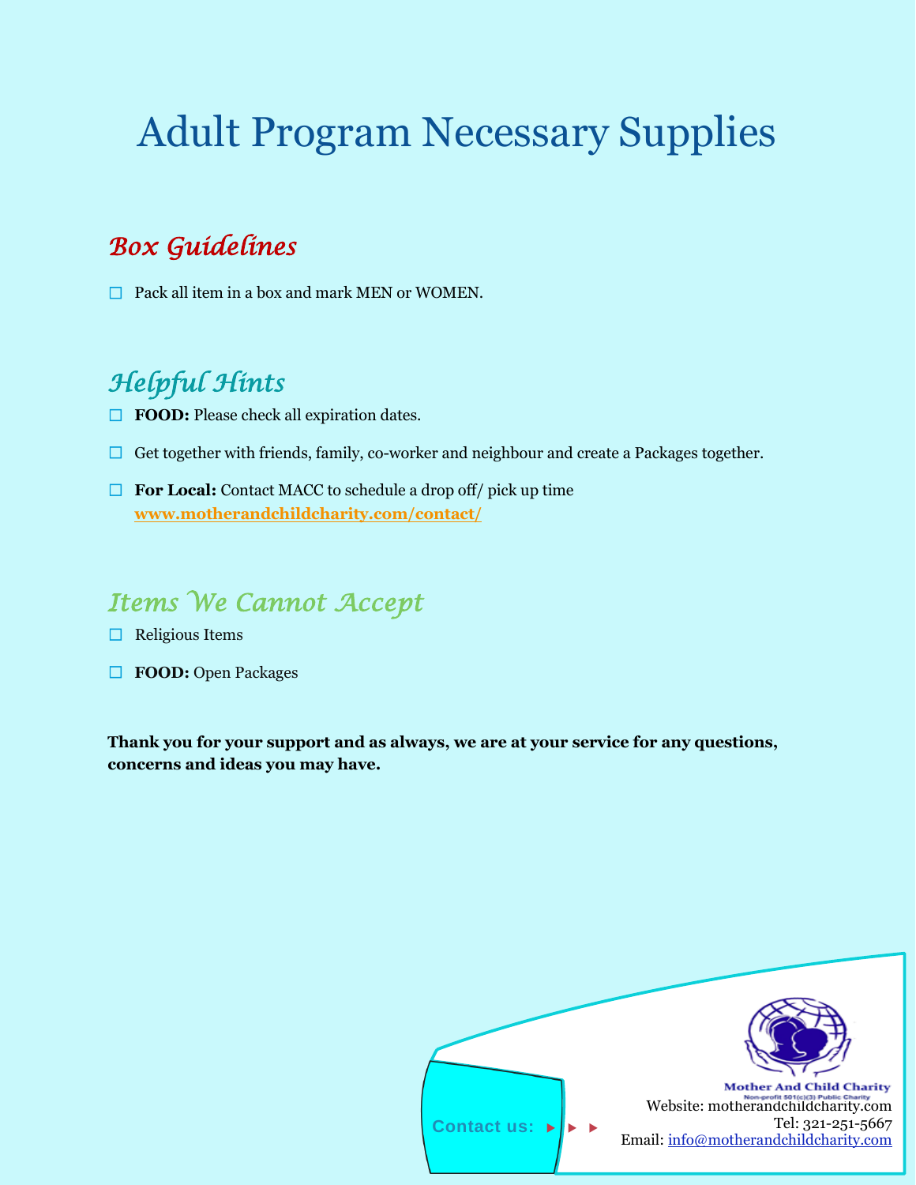# Adult Program Necessary Supplies

## *Box Guidelines*

- ☐ Pack all item in a box and mark MEN or WOMEN.

## *Helpful Hints*

- ☐ **FOOD:** Please check all expiration dates.
- ☐ Get together with friends, family, co-worker and neighbour and create a Packages together.
- ☐ **For Local:** Contact MACC to schedule a drop off/ pick up time **www.motherandchildcharity.com/contact/**

## *Items We Cannot Accept*

- ☐ Religious Items
- ☐ **FOOD:** Open Packages

**Thank you for your support and as always, we are at your service for any questions, concerns and ideas you may have.**

Contact us:

Mother And Child Charity
Non-profit 501(c)(3) Public Charity

Website: motherandchildcharity.com
Tel: 321-251-5667
Email: info@motherandchildcharity.com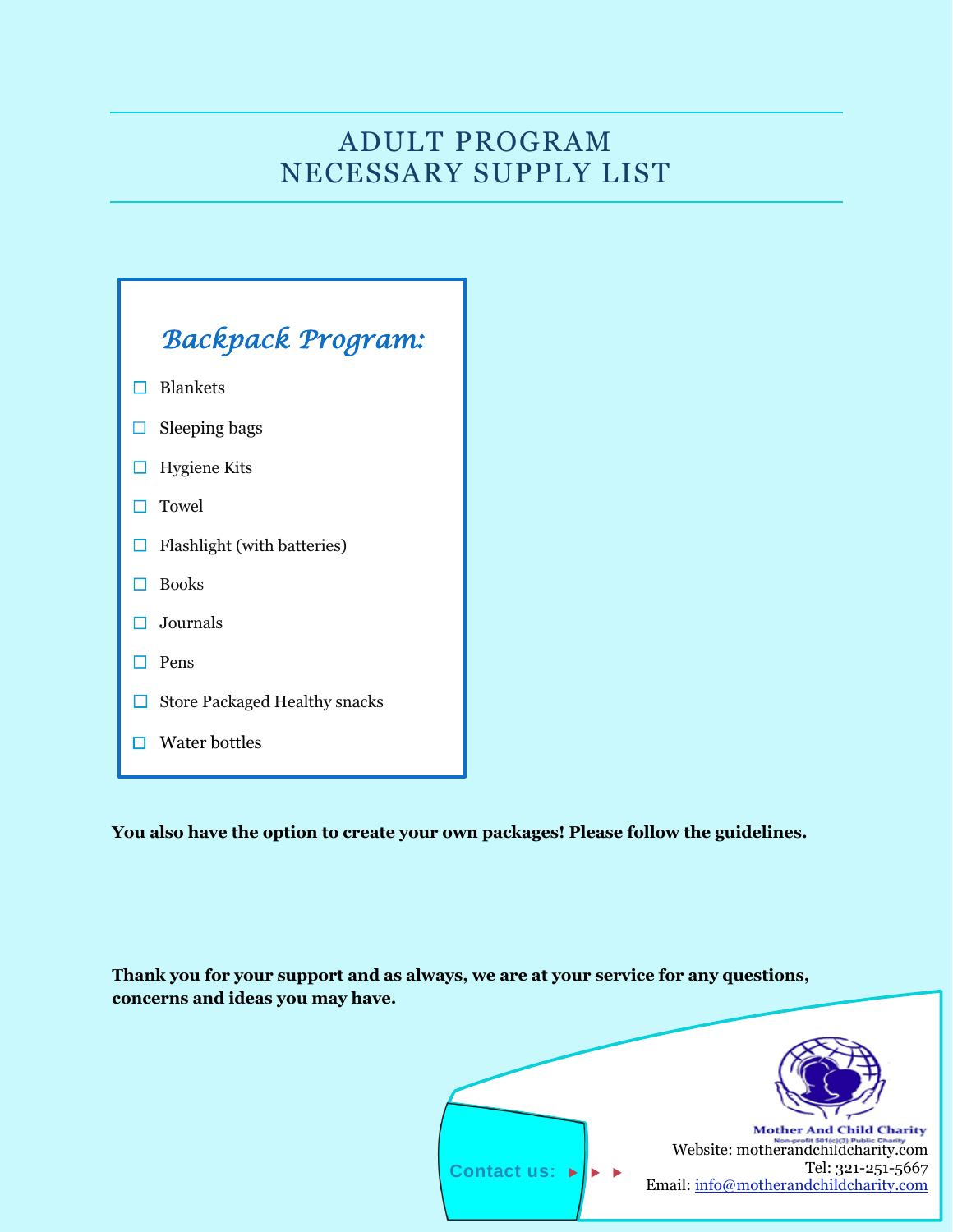# ADULT PROGRAM
# NECESSARY SUPPLY LIST

## *Backpack Program:*

- ☐ Blankets
- ☐ Sleeping bags
- ☐ Hygiene Kits
- ☐ Towel
- ☐ Flashlight (with batteries)
- ☐ Books
- ☐ Journals
- ☐ Pens
- ☐ Store Packaged Healthy snacks
- ☐ Water bottles

**You also have the option to create your own packages! Please follow the guidelines.**

**Thank you for your support and as always, we are at your service for any questions, concerns and ideas you may have.**

Mother And Child Charity
Non-profit 501(c)(3) Public Charity

Contact us:

Website: motherandchildcharity.com
Tel: 321-251-5667
Email: info@motherandchildcharity.com